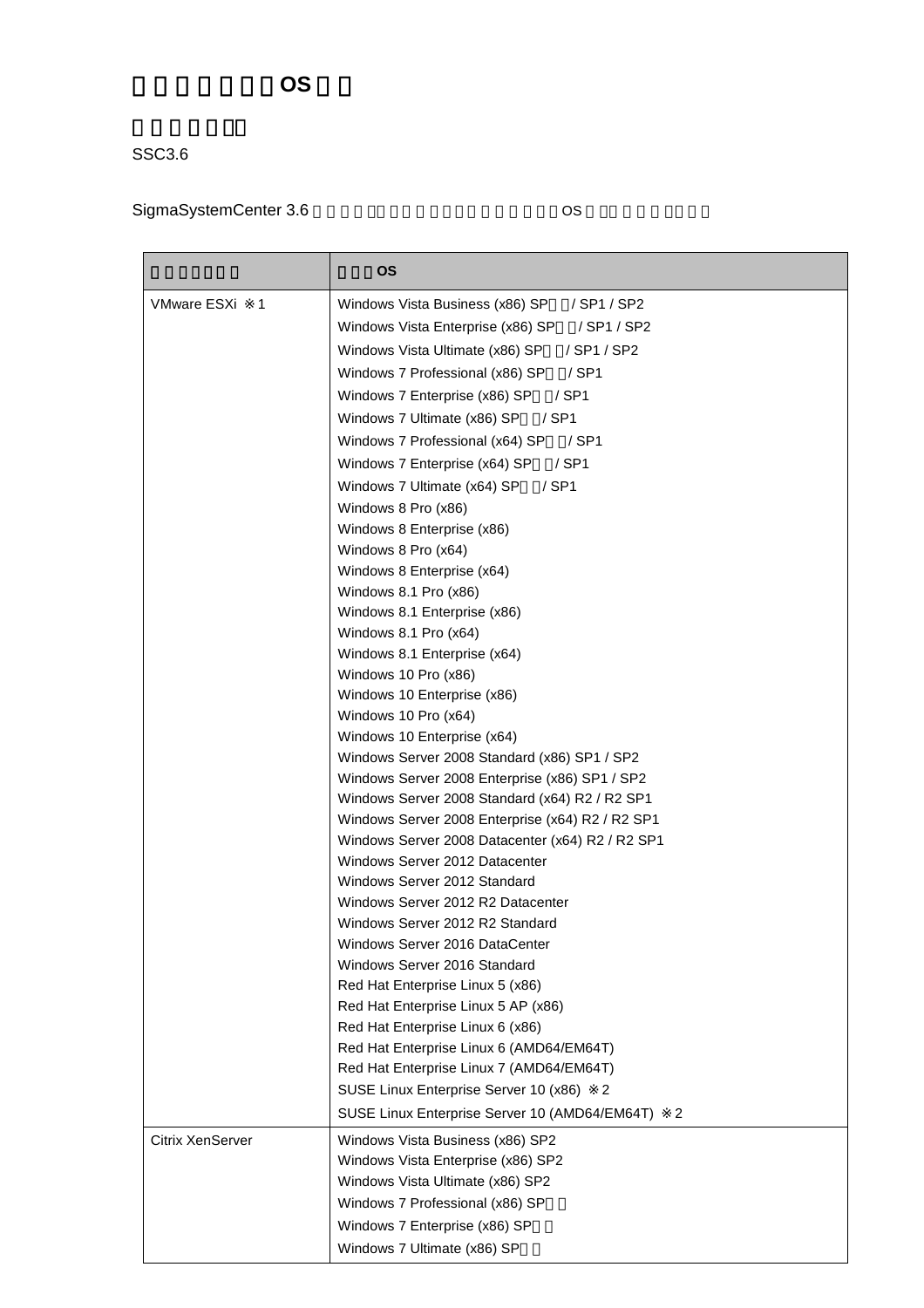# □□□□□□OS□□

□□□□□□□

SSC3.6

SigmaSystemCenter 3.6 □□□□□□□□□□□□□□□□□□□OS□□□□□□□□

| □□□□□□□ | □□□OS |
| --- | --- |
| VMware ESXi ※1 | Windows Vista Business (x86) SP□□/ SP1 / SP2<br>Windows Vista Enterprise (x86) SP□□/ SP1 / SP2<br>Windows Vista Ultimate (x86) SP□□/ SP1 / SP2<br>Windows 7 Professional (x86) SP□□/ SP1<br>Windows 7 Enterprise (x86) SP□□/ SP1<br>Windows 7 Ultimate (x86) SP□□/ SP1<br>Windows 7 Professional (x64) SP□□/ SP1<br>Windows 7 Enterprise (x64) SP□□/ SP1<br>Windows 7 Ultimate (x64) SP□□/ SP1<br>Windows 8 Pro (x86)<br>Windows 8 Enterprise (x86)<br>Windows 8 Pro (x64)<br>Windows 8 Enterprise (x64)<br>Windows 8.1 Pro (x86)<br>Windows 8.1 Enterprise (x86)<br>Windows 8.1 Pro (x64)<br>Windows 8.1 Enterprise (x64)<br>Windows 10 Pro (x86)<br>Windows 10 Enterprise (x86)<br>Windows 10 Pro (x64)<br>Windows 10 Enterprise (x64)<br>Windows Server 2008 Standard (x86) SP1 / SP2<br>Windows Server 2008 Enterprise (x86) SP1 / SP2<br>Windows Server 2008 Standard (x64) R2 / R2 SP1<br>Windows Server 2008 Enterprise (x64) R2 / R2 SP1<br>Windows Server 2008 Datacenter (x64) R2 / R2 SP1<br>Windows Server 2012 Datacenter<br>Windows Server 2012 Standard<br>Windows Server 2012 R2 Datacenter<br>Windows Server 2012 R2 Standard<br>Windows Server 2016 DataCenter<br>Windows Server 2016 Standard<br>Red Hat Enterprise Linux 5 (x86)<br>Red Hat Enterprise Linux 5 AP (x86)<br>Red Hat Enterprise Linux 6 (x86)<br>Red Hat Enterprise Linux 6 (AMD64/EM64T)<br>Red Hat Enterprise Linux 7 (AMD64/EM64T)<br>SUSE Linux Enterprise Server 10 (x86) ※2<br>SUSE Linux Enterprise Server 10 (AMD64/EM64T) ※2 |
| Citrix XenServer | Windows Vista Business (x86) SP2<br>Windows Vista Enterprise (x86) SP2<br>Windows Vista Ultimate (x86) SP2<br>Windows 7 Professional (x86) SP□□<br>Windows 7 Enterprise (x86) SP□□<br>Windows 7 Ultimate (x86) SP□□ |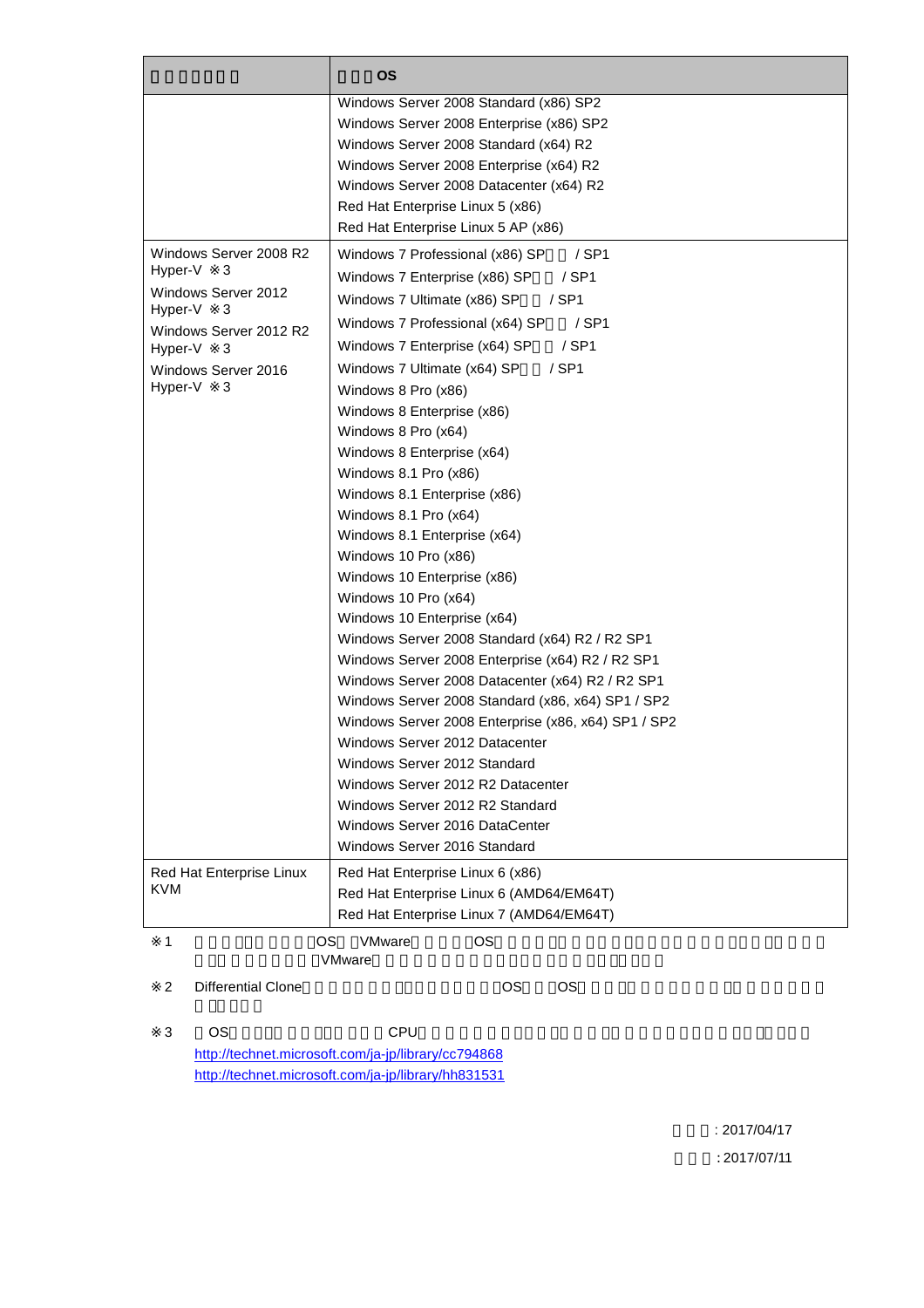| | OS |
|---|---|
| | Windows Server 2008 Standard (x86) SP2<br>Windows Server 2008 Enterprise (x86) SP2<br>Windows Server 2008 Standard (x64) R2<br>Windows Server 2008 Enterprise (x64) R2<br>Windows Server 2008 Datacenter (x64) R2<br>Red Hat Enterprise Linux 5 (x86)<br>Red Hat Enterprise Linux 5 AP (x86) |
| Windows Server 2008 R2 Hyper-V ※3<br>Windows Server 2012 Hyper-V ※3<br>Windows Server 2012 R2 Hyper-V ※3<br>Windows Server 2016 Hyper-V ※3 | Windows 7 Professional (x86) SP / SP1<br>Windows 7 Enterprise (x86) SP / SP1<br>Windows 7 Ultimate (x86) SP / SP1<br>Windows 7 Professional (x64) SP / SP1<br>Windows 7 Enterprise (x64) SP / SP1<br>Windows 7 Ultimate (x64) SP / SP1<br>Windows 8 Pro (x86)<br>Windows 8 Enterprise (x86)<br>Windows 8 Pro (x64)<br>Windows 8 Enterprise (x64)<br>Windows 8.1 Pro (x86)<br>Windows 8.1 Enterprise (x86)<br>Windows 8.1 Pro (x64)<br>Windows 8.1 Enterprise (x64)<br>Windows 10 Pro (x86)<br>Windows 10 Enterprise (x86)<br>Windows 10 Pro (x64)<br>Windows 10 Enterprise (x64)<br>Windows Server 2008 Standard (x64) R2 / R2 SP1<br>Windows Server 2008 Enterprise (x64) R2 / R2 SP1<br>Windows Server 2008 Datacenter (x64) R2 / R2 SP1<br>Windows Server 2008 Standard (x86, x64) SP1 / SP2<br>Windows Server 2008 Enterprise (x86, x64) SP1 / SP2<br>Windows Server 2012 Datacenter<br>Windows Server 2012 Standard<br>Windows Server 2012 R2 Datacenter<br>Windows Server 2012 R2 Standard<br>Windows Server 2016 DataCenter<br>Windows Server 2016 Standard |
| Red Hat Enterprise Linux KVM | Red Hat Enterprise Linux 6 (x86)<br>Red Hat Enterprise Linux 6 (AMD64/EM64T)<br>Red Hat Enterprise Linux 7 (AMD64/EM64T) |

※1 OS VMware OS VMware

※2 Differential Clone OS OS

※3 OS CPU
http://technet.microsoft.com/ja-jp/library/cc794868
http://technet.microsoft.com/ja-jp/library/hh831531

: 2017/04/17

: 2017/07/11